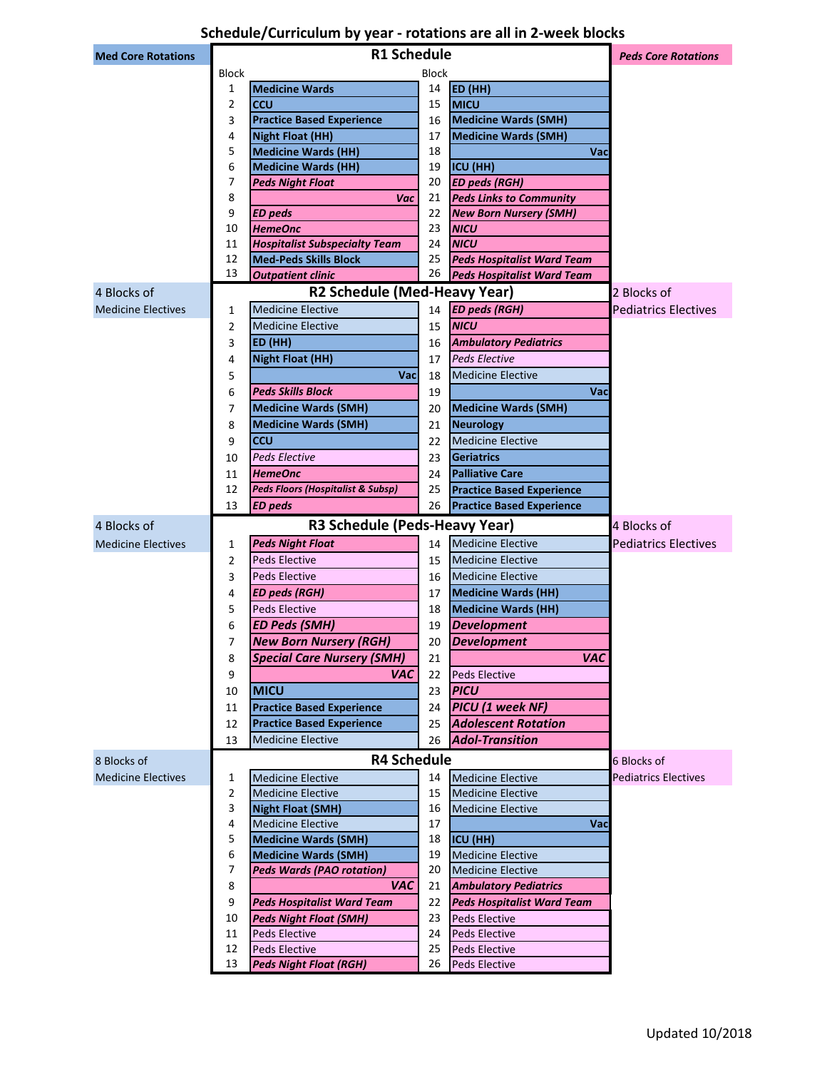# Schedule/Curriculum by year - rotations are all in 2-week blocks

**Med Core Rotations** | ***Peds Core Rotations***

## R1 Schedule

| Block | | Block | |
|---|---|---|---|
| 1 | **Medicine Wards** | 14 | **ED (HH)** |
| 2 | **CCU** | 15 | **MICU** |
| 3 | **Practice Based Experience** | 16 | **Medicine Wards (SMH)** |
| 4 | **Night Float (HH)** | 17 | **Medicine Wards (SMH)** |
| 5 | **Medicine Wards (HH)** | 18 | **Vac** |
| 6 | **Medicine Wards (HH)** | 19 | **ICU (HH)** |
| 7 | ***Peds Night Float*** | 20 | ***ED peds (RGH)*** |
| 8 | ***Vac*** | 21 | ***Peds Links to Community*** |
| 9 | ***ED peds*** | 22 | ***New Born Nursery (SMH)*** |
| 10 | ***HemeOnc*** | 23 | ***NICU*** |
| 11 | ***Hospitalist Subspecialty Team*** | 24 | ***NICU*** |
| 12 | **Med-Peds Skills Block** | 25 | ***Peds Hospitalist Ward Team*** |
| 13 | ***Outpatient clinic*** | 26 | ***Peds Hospitalist Ward Team*** |

## R2 Schedule (Med-Heavy Year)

4 Blocks of Medicine Electives | 2 Blocks of Pediatrics Electives

| Block | | Block | |
|---|---|---|---|
| 1 | Medicine Elective | 14 | ***ED peds (RGH)*** |
| 2 | Medicine Elective | 15 | ***NICU*** |
| 3 | **ED (HH)** | 16 | ***Ambulatory Pediatrics*** |
| 4 | **Night Float (HH)** | 17 | *Peds Elective* |
| 5 | **Vac** | 18 | Medicine Elective |
| 6 | ***Peds Skills Block*** | 19 | **Vac** |
| 7 | **Medicine Wards (SMH)** | 20 | **Medicine Wards (SMH)** |
| 8 | **Medicine Wards (SMH)** | 21 | **Neurology** |
| 9 | **CCU** | 22 | Medicine Elective |
| 10 | *Peds Elective* | 23 | **Geriatrics** |
| 11 | ***HemeOnc*** | 24 | **Palliative Care** |
| 12 | ***Peds Floors (Hospitalist & Subsp)*** | 25 | **Practice Based Experience** |
| 13 | ***ED peds*** | 26 | **Practice Based Experience** |

## R3 Schedule (Peds-Heavy Year)

4 Blocks of Medicine Electives | 4 Blocks of Pediatrics Electives

| Block | | Block | |
|---|---|---|---|
| 1 | ***Peds Night Float*** | 14 | Medicine Elective |
| 2 | Peds Elective | 15 | Medicine Elective |
| 3 | Peds Elective | 16 | Medicine Elective |
| 4 | ***ED peds (RGH)*** | 17 | **Medicine Wards (HH)** |
| 5 | Peds Elective | 18 | **Medicine Wards (HH)** |
| 6 | ***ED Peds (SMH)*** | 19 | ***Development*** |
| 7 | ***New Born Nursery (RGH)*** | 20 | ***Development*** |
| 8 | ***Special Care Nursery (SMH)*** | 21 | ***VAC*** |
| 9 | ***VAC*** | 22 | Peds Elective |
| 10 | **MICU** | 23 | ***PICU*** |
| 11 | **Practice Based Experience** | 24 | ***PICU (1 week NF)*** |
| 12 | **Practice Based Experience** | 25 | ***Adolescent Rotation*** |
| 13 | Medicine Elective | 26 | ***Adol-Transition*** |

## R4 Schedule

8 Blocks of Medicine Electives | 6 Blocks of Pediatrics Electives

| Block | | Block | |
|---|---|---|---|
| 1 | Medicine Elective | 14 | Medicine Elective |
| 2 | Medicine Elective | 15 | Medicine Elective |
| 3 | **Night Float (SMH)** | 16 | Medicine Elective |
| 4 | Medicine Elective | 17 | **Vac** |
| 5 | **Medicine Wards (SMH)** | 18 | **ICU (HH)** |
| 6 | **Medicine Wards (SMH)** | 19 | Medicine Elective |
| 7 | ***Peds Wards (PAO rotation)*** | 20 | Medicine Elective |
| 8 | ***VAC*** | 21 | ***Ambulatory Pediatrics*** |
| 9 | ***Peds Hospitalist Ward Team*** | 22 | ***Peds Hospitalist Ward Team*** |
| 10 | ***Peds Night Float (SMH)*** | 23 | Peds Elective |
| 11 | Peds Elective | 24 | Peds Elective |
| 12 | Peds Elective | 25 | Peds Elective |
| 13 | ***Peds Night Float (RGH)*** | 26 | Peds Elective |

Updated 10/2018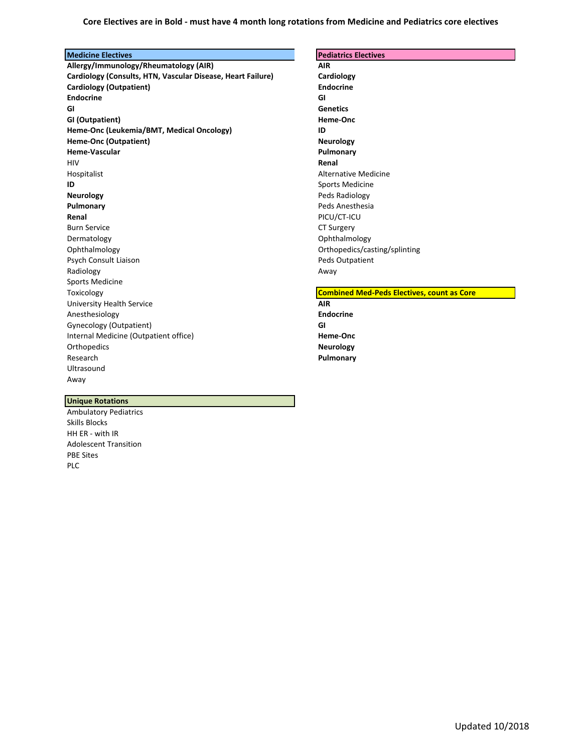**Core Electives are in Bold - must have 4 month long rotations from Medicine and Pediatrics core electives**

## Medicine Electives

- **Allergy/Immunology/Rheumatology (AIR)**
- **Cardiology (Consults, HTN, Vascular Disease, Heart Failure)**
- **Cardiology (Outpatient)**
- **Endocrine**
- **GI**
- **GI (Outpatient)**
- **Heme-Onc (Leukemia/BMT, Medical Oncology)**
- **Heme-Onc (Outpatient)**
- **Heme-Vascular**
- HIV
- Hospitalist
- **ID**
- **Neurology**
- **Pulmonary**
- **Renal**
- Burn Service
- Dermatology
- Ophthalmology
- Psych Consult Liaison
- Radiology
- Sports Medicine
- Toxicology
- University Health Service
- Anesthesiology
- Gynecology (Outpatient)
- Internal Medicine (Outpatient office)
- Orthopedics
- Research
- Ultrasound
- Away

## Unique Rotations

- Ambulatory Pediatrics
- Skills Blocks
- HH ER - with IR
- Adolescent Transition
- PBE Sites
- PLC

## Pediatrics Electives

- **AIR**
- **Cardiology**
- **Endocrine**
- **GI**
- **Genetics**
- **Heme-Onc**
- **ID**
- **Neurology**
- **Pulmonary**
- **Renal**
- Alternative Medicine
- Sports Medicine
- Peds Radiology
- Peds Anesthesia
- PICU/CT-ICU
- CT Surgery
- Ophthalmology
- Orthopedics/casting/splinting
- Peds Outpatient
- Away

## Combined Med-Peds Electives, count as Core

- **AIR**
- **Endocrine**
- **GI**
- **Heme-Onc**
- **Neurology**
- **Pulmonary**

Updated 10/2018